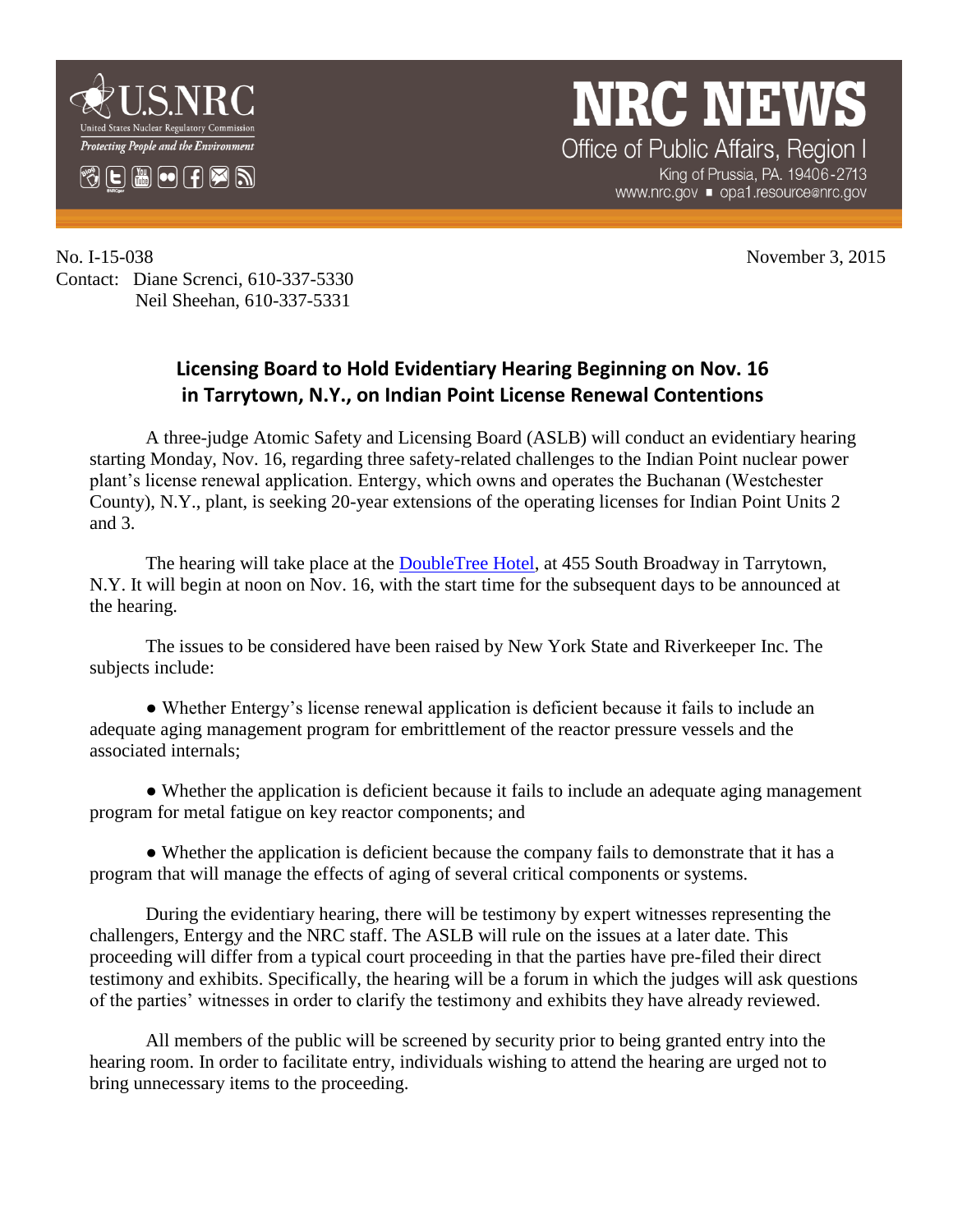U.S.NRC
United States Nuclear Regulatory Commission
*Protecting People and the Environment*

# NRC NEWS

Office of Public Affairs, Region I
King of Prussia, PA. 19406-2713
www.nrc.gov ▪ opa1.resource@nrc.gov

No. I-15-038

November 3, 2015

Contact: Diane Screnci, 610-337-5330
Neil Sheehan, 610-337-5331

## Licensing Board to Hold Evidentiary Hearing Beginning on Nov. 16 in Tarrytown, N.Y., on Indian Point License Renewal Contentions

A three-judge Atomic Safety and Licensing Board (ASLB) will conduct an evidentiary hearing starting Monday, Nov. 16, regarding three safety-related challenges to the Indian Point nuclear power plant's license renewal application. Entergy, which owns and operates the Buchanan (Westchester County), N.Y., plant, is seeking 20-year extensions of the operating licenses for Indian Point Units 2 and 3.

The hearing will take place at the DoubleTree Hotel, at 455 South Broadway in Tarrytown, N.Y. It will begin at noon on Nov. 16, with the start time for the subsequent days to be announced at the hearing.

The issues to be considered have been raised by New York State and Riverkeeper Inc. The subjects include:

- Whether Entergy's license renewal application is deficient because it fails to include an adequate aging management program for embrittlement of the reactor pressure vessels and the associated internals;

- Whether the application is deficient because it fails to include an adequate aging management program for metal fatigue on key reactor components; and

- Whether the application is deficient because the company fails to demonstrate that it has a program that will manage the effects of aging of several critical components or systems.

During the evidentiary hearing, there will be testimony by expert witnesses representing the challengers, Entergy and the NRC staff. The ASLB will rule on the issues at a later date. This proceeding will differ from a typical court proceeding in that the parties have pre-filed their direct testimony and exhibits. Specifically, the hearing will be a forum in which the judges will ask questions of the parties' witnesses in order to clarify the testimony and exhibits they have already reviewed.

All members of the public will be screened by security prior to being granted entry into the hearing room. In order to facilitate entry, individuals wishing to attend the hearing are urged not to bring unnecessary items to the proceeding.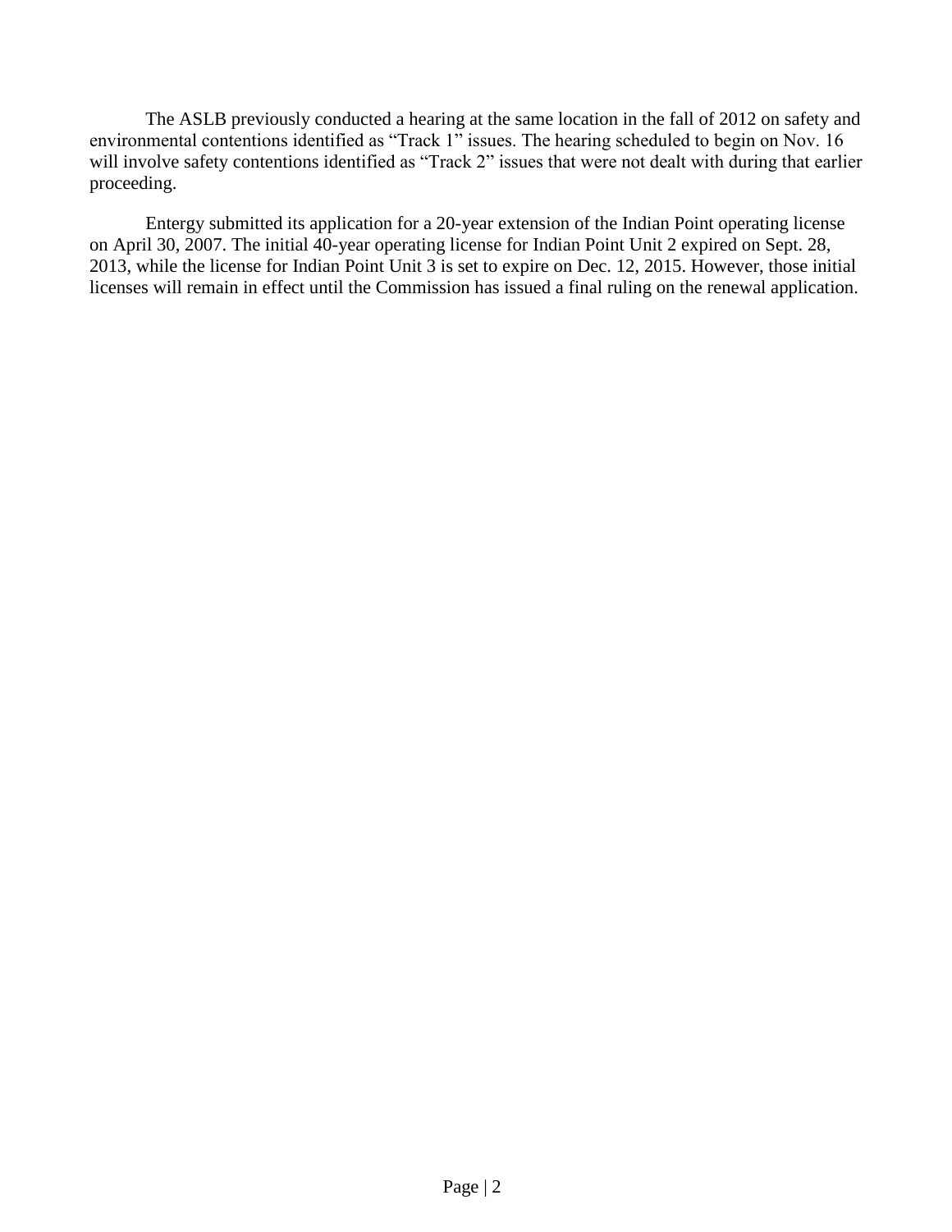The ASLB previously conducted a hearing at the same location in the fall of 2012 on safety and environmental contentions identified as "Track 1" issues. The hearing scheduled to begin on Nov. 16 will involve safety contentions identified as "Track 2" issues that were not dealt with during that earlier proceeding.

Entergy submitted its application for a 20-year extension of the Indian Point operating license on April 30, 2007. The initial 40-year operating license for Indian Point Unit 2 expired on Sept. 28, 2013, while the license for Indian Point Unit 3 is set to expire on Dec. 12, 2015. However, those initial licenses will remain in effect until the Commission has issued a final ruling on the renewal application.